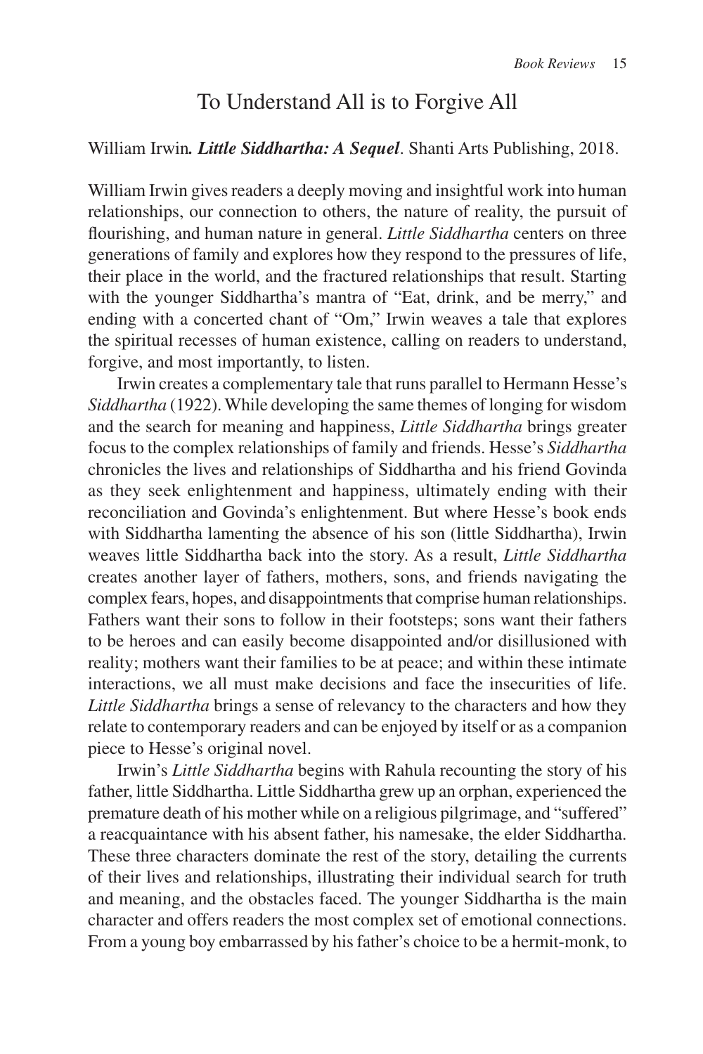# To Understand All is to Forgive All

William Irwin***. Little Siddhartha: A Sequel***. Shanti Arts Publishing, 2018.

William Irwin gives readers a deeply moving and insightful work into human relationships, our connection to others, the nature of reality, the pursuit of flourishing, and human nature in general. *Little Siddhartha* centers on three generations of family and explores how they respond to the pressures of life, their place in the world, and the fractured relationships that result. Starting with the younger Siddhartha's mantra of "Eat, drink, and be merry," and ending with a concerted chant of "Om," Irwin weaves a tale that explores the spiritual recesses of human existence, calling on readers to understand, forgive, and most importantly, to listen.

Irwin creates a complementary tale that runs parallel to Hermann Hesse's *Siddhartha* (1922). While developing the same themes of longing for wisdom and the search for meaning and happiness, *Little Siddhartha* brings greater focus to the complex relationships of family and friends. Hesse's *Siddhartha* chronicles the lives and relationships of Siddhartha and his friend Govinda as they seek enlightenment and happiness, ultimately ending with their reconciliation and Govinda's enlightenment. But where Hesse's book ends with Siddhartha lamenting the absence of his son (little Siddhartha), Irwin weaves little Siddhartha back into the story. As a result, *Little Siddhartha* creates another layer of fathers, mothers, sons, and friends navigating the complex fears, hopes, and disappointments that comprise human relationships. Fathers want their sons to follow in their footsteps; sons want their fathers to be heroes and can easily become disappointed and/or disillusioned with reality; mothers want their families to be at peace; and within these intimate interactions, we all must make decisions and face the insecurities of life. *Little Siddhartha* brings a sense of relevancy to the characters and how they relate to contemporary readers and can be enjoyed by itself or as a companion piece to Hesse's original novel.

Irwin's *Little Siddhartha* begins with Rahula recounting the story of his father, little Siddhartha. Little Siddhartha grew up an orphan, experienced the premature death of his mother while on a religious pilgrimage, and "suffered" a reacquaintance with his absent father, his namesake, the elder Siddhartha. These three characters dominate the rest of the story, detailing the currents of their lives and relationships, illustrating their individual search for truth and meaning, and the obstacles faced. The younger Siddhartha is the main character and offers readers the most complex set of emotional connections. From a young boy embarrassed by his father's choice to be a hermit-monk, to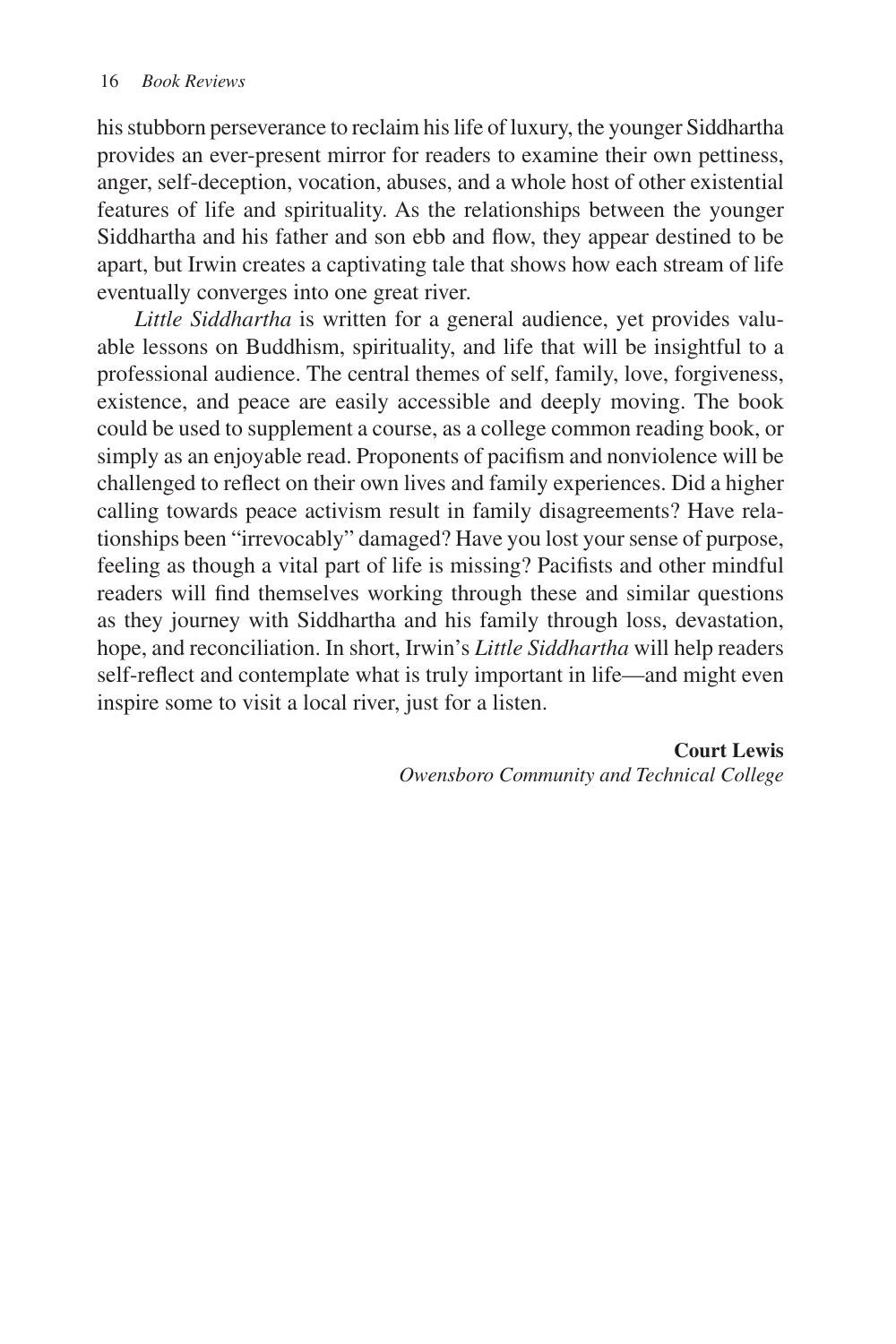his stubborn perseverance to reclaim his life of luxury, the younger Siddhartha provides an ever-present mirror for readers to examine their own pettiness, anger, self-deception, vocation, abuses, and a whole host of other existential features of life and spirituality. As the relationships between the younger Siddhartha and his father and son ebb and flow, they appear destined to be apart, but Irwin creates a captivating tale that shows how each stream of life eventually converges into one great river.

*Little Siddhartha* is written for a general audience, yet provides valuable lessons on Buddhism, spirituality, and life that will be insightful to a professional audience. The central themes of self, family, love, forgiveness, existence, and peace are easily accessible and deeply moving. The book could be used to supplement a course, as a college common reading book, or simply as an enjoyable read. Proponents of pacifism and nonviolence will be challenged to reflect on their own lives and family experiences. Did a higher calling towards peace activism result in family disagreements? Have relationships been "irrevocably" damaged? Have you lost your sense of purpose, feeling as though a vital part of life is missing? Pacifists and other mindful readers will find themselves working through these and similar questions as they journey with Siddhartha and his family through loss, devastation, hope, and reconciliation. In short, Irwin's *Little Siddhartha* will help readers self-reflect and contemplate what is truly important in life—and might even inspire some to visit a local river, just for a listen.

**Court Lewis**
*Owensboro Community and Technical College*